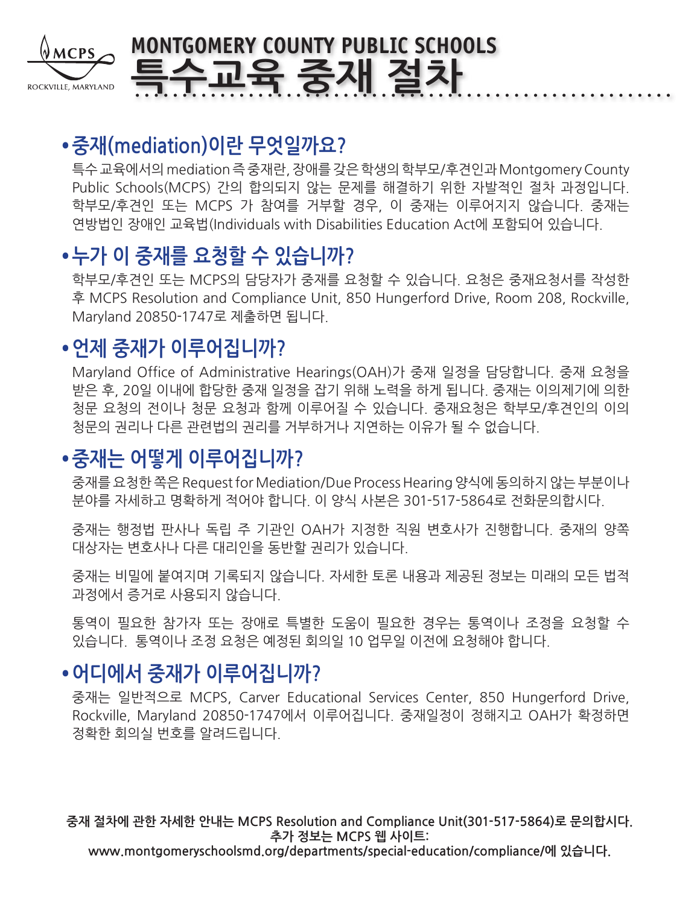MCPS
ROCKVILLE, MARYLAND

# MONTGOMERY COUNTY PUBLIC SCHOOLS
# 특수교육 중재 절차

## • 중재(mediation)이란 무엇일까요?

특수교육에서의 mediation 즉 중재란, 장애를 갖은 학생의 학부모/후견인과 Montgomery County Public Schools(MCPS) 간의 합의되지 않는 문제를 해결하기 위한 자발적인 절차 과정입니다. 학부모/후견인 또는 MCPS 가 참여를 거부할 경우, 이 중재는 이루어지지 않습니다. 중재는 연방법인 장애인 교육법(Individuals with Disabilities Education Act에 포함되어 있습니다.

## • 누가 이 중재를 요청할 수 있습니까?

학부모/후견인 또는 MCPS의 담당자가 중재를 요청할 수 있습니다. 요청은 중재요청서를 작성한 후 MCPS Resolution and Compliance Unit, 850 Hungerford Drive, Room 208, Rockville, Maryland 20850-1747로 제출하면 됩니다.

## • 언제 중재가 이루어집니까?

Maryland Office of Administrative Hearings(OAH)가 중재 일정을 담당합니다. 중재 요청을 받은 후, 20일 이내에 합당한 중재 일정을 잡기 위해 노력을 하게 됩니다. 중재는 이의제기에 의한 청문 요청의 전이나 청문 요청과 함께 이루어질 수 있습니다. 중재요청은 학부모/후견인의 이의 청문의 권리나 다른 관련법의 권리를 거부하거나 지연하는 이유가 될 수 없습니다.

## • 중재는 어떻게 이루어집니까?

중재를 요청한 쪽은 Request for Mediation/Due Process Hearing 양식에 동의하지 않는 부분이나 분야를 자세하고 명확하게 적어야 합니다. 이 양식 사본은 301-517-5864로 전화문의합시다.

중재는 행정법 판사나 독립 주 기관인 OAH가 지정한 직원 변호사가 진행합니다. 중재의 양쪽 대상자는 변호사나 다른 대리인을 동반할 권리가 있습니다.

중재는 비밀에 붙여지며 기록되지 않습니다. 자세한 토론 내용과 제공된 정보는 미래의 모든 법적 과정에서 증거로 사용되지 않습니다.

통역이 필요한 참가자 또는 장애로 특별한 도움이 필요한 경우는 통역이나 조정을 요청할 수 있습니다. 통역이나 조정 요청은 예정된 회의일 10 업무일 이전에 요청해야 합니다.

## • 어디에서 중재가 이루어집니까?

중재는 일반적으로 MCPS, Carver Educational Services Center, 850 Hungerford Drive, Rockville, Maryland 20850-1747에서 이루어집니다. 중재일정이 정해지고 OAH가 확정하면 정확한 회의실 번호를 알려드립니다.

**중재 절차에 관한 자세한 안내는 MCPS Resolution and Compliance Unit(301-517-5864)로 문의합시다.**
**추가 정보는 MCPS 웹 사이트:**
**www.montgomeryschoolsmd.org/departments/special-education/compliance/에 있습니다.**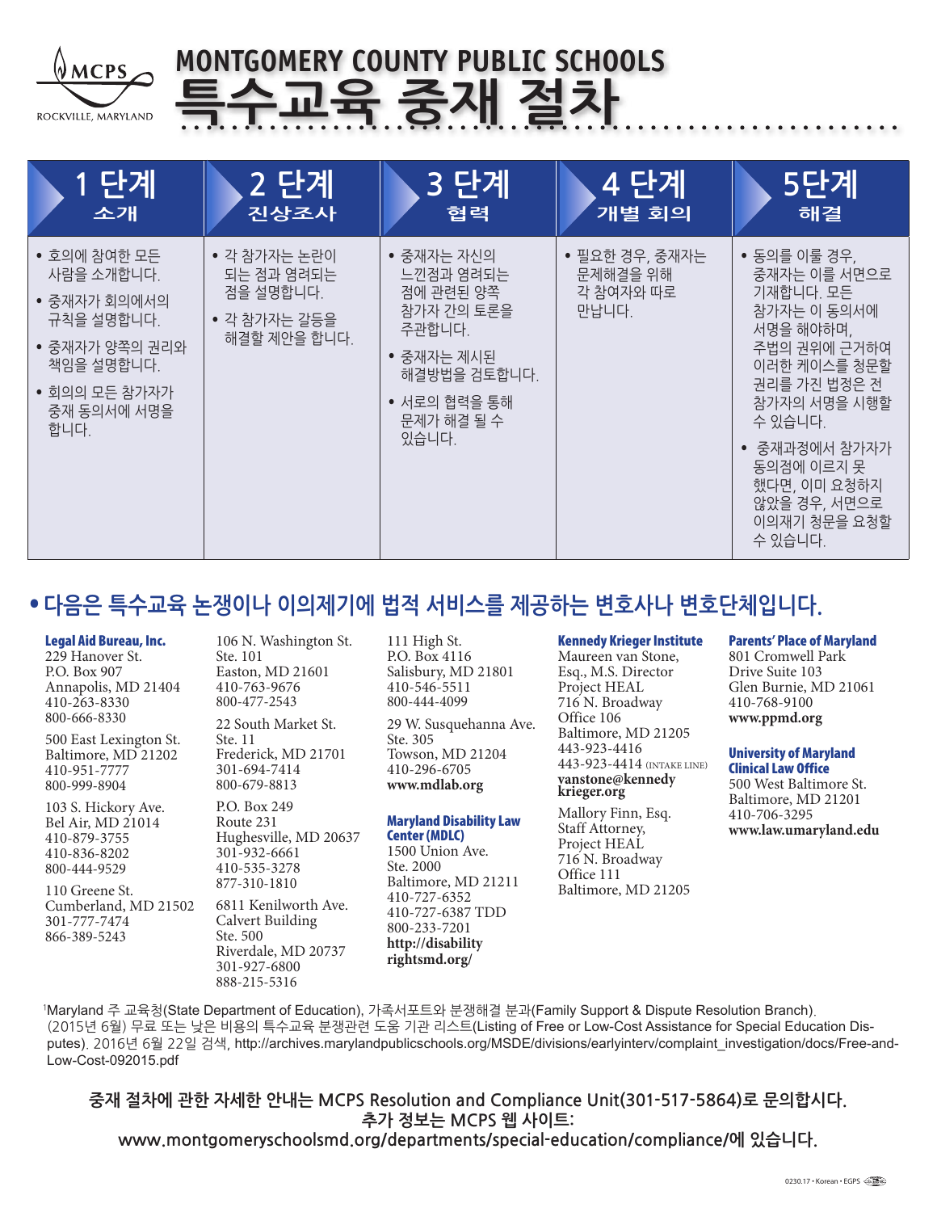# MONTGOMERY COUNTY PUBLIC SCHOOLS
# 특수교육 중재 절차

| 1 단계 소개 | 2 단계 진상조사 | 3 단계 협력 | 4 단계 개별 회의 | 5단계 해결 |
|---|---|---|---|---|
| • 회의에 참여한 모든 사람을 소개합니다.<br>• 중재자가 회의에서의 규칙을 설명합니다.<br>• 중재자가 양쪽의 권리와 책임을 설명합니다.<br>• 회의의 모든 참가자가 중재 동의서에 서명을 합니다. | • 각 참가자는 논란이 되는 점과 염려되는 점을 설명합니다.<br>• 각 참가자는 갈등을 해결할 제안을 합니다. | • 중재자는 자신의 느낀점과 염려되는 점에 관련된 양쪽 참가자 간의 토론을 주관합니다.<br>• 중재자는 제시된 해결방법을 검토합니다.<br>• 서로의 협력을 통해 문제가 해결 될 수 있습니다. | • 필요한 경우, 중재자는 문제해결을 위해 각 참여자와 따로 만납니다. | • 동의를 이룰 경우, 중재자는 이를 서면으로 기재합니다. 모든 참가자는 이 동의서에 서명을 해야하며, 주법의 권위에 근거하여 이러한 케이스를 청문할 권리를 가진 법정은 전 참가자의 서명을 시행할 수 있습니다.<br>• 중재과정에서 참가자가 동의점에 이르지 못 했다면, 이미 요청하지 않았을 경우, 서면으로 이의재기 청문을 요청할 수 있습니다. |

## • 다음은 특수교육 논쟁이나 이의제기에 법적 서비스를 제공하는 변호사나 변호단체입니다.

**Legal Aid Bureau, Inc.**
229 Hanover St.
P.O. Box 907
Annapolis, MD 21404
410-263-8330
800-666-8330

500 East Lexington St.
Baltimore, MD 21202
410-951-7777
800-999-8904

103 S. Hickory Ave.
Bel Air, MD 21014
410-879-3755
410-836-8202
800-444-9529

110 Greene St.
Cumberland, MD 21502
301-777-7474
866-389-5243

106 N. Washington St.
Ste. 101
Easton, MD 21601
410-763-9676
800-477-2543

22 South Market St.
Ste. 11
Frederick, MD 21701
301-694-7414
800-679-8813

P.O. Box 249
Route 231
Hughesville, MD 20637
301-932-6661
410-535-3278
877-310-1810

6811 Kenilworth Ave.
Calvert Building
Ste. 500
Riverdale, MD 20737
301-927-6800
888-215-5316

111 High St.
P.O. Box 4116
Salisbury, MD 21801
410-546-5511
800-444-4099

29 W. Susquehanna Ave.
Ste. 305
Towson, MD 21204
410-296-6705
**www.mdlab.org**

**Maryland Disability Law Center (MDLC)**
1500 Union Ave.
Ste. 2000
Baltimore, MD 21211
410-727-6352
410-727-6387 TDD
800-233-7201
**http://disabilityrightsmd.org/**

**Kennedy Krieger Institute**
Maureen van Stone, Esq., M.S. Director
Project HEAL
716 N. Broadway
Office 106
Baltimore, MD 21205
443-923-4416
443-923-4414 (INTAKE LINE)
**vanstone@kennedykrieger.org**

Mallory Finn, Esq.
Staff Attorney,
Project HEAL
716 N. Broadway
Office 111
Baltimore, MD 21205

**Parents' Place of Maryland**
801 Cromwell Park
Drive Suite 103
Glen Burnie, MD 21061
410-768-9100
**www.ppmd.org**

**University of Maryland Clinical Law Office**
500 West Baltimore St.
Baltimore, MD 21201
410-706-3295
**www.law.umaryland.edu**

[1]Maryland 주 교육청(State Department of Education), 가족서포트와 분쟁해결 분과(Family Support & Dispute Resolution Branch). (2015년 6월) 무료 또는 낮은 비용의 특수교육 분쟁관련 도움 기관 리스트(Listing of Free or Low-Cost Assistance for Special Education Disputes). 2016년 6월 22일 검색, http://archives.marylandpublicschools.org/MSDE/divisions/earlyinterv/complaint_investigation/docs/Free-and-Low-Cost-092015.pdf

**중재 절차에 관한 자세한 안내는 MCPS Resolution and Compliance Unit(301-517-5864)로 문의합시다.**
**추가 정보는 MCPS 웹 사이트:**
**www.montgomeryschoolsmd.org/departments/special-education/compliance/에 있습니다.**

0230.17 • Korean • EGPS